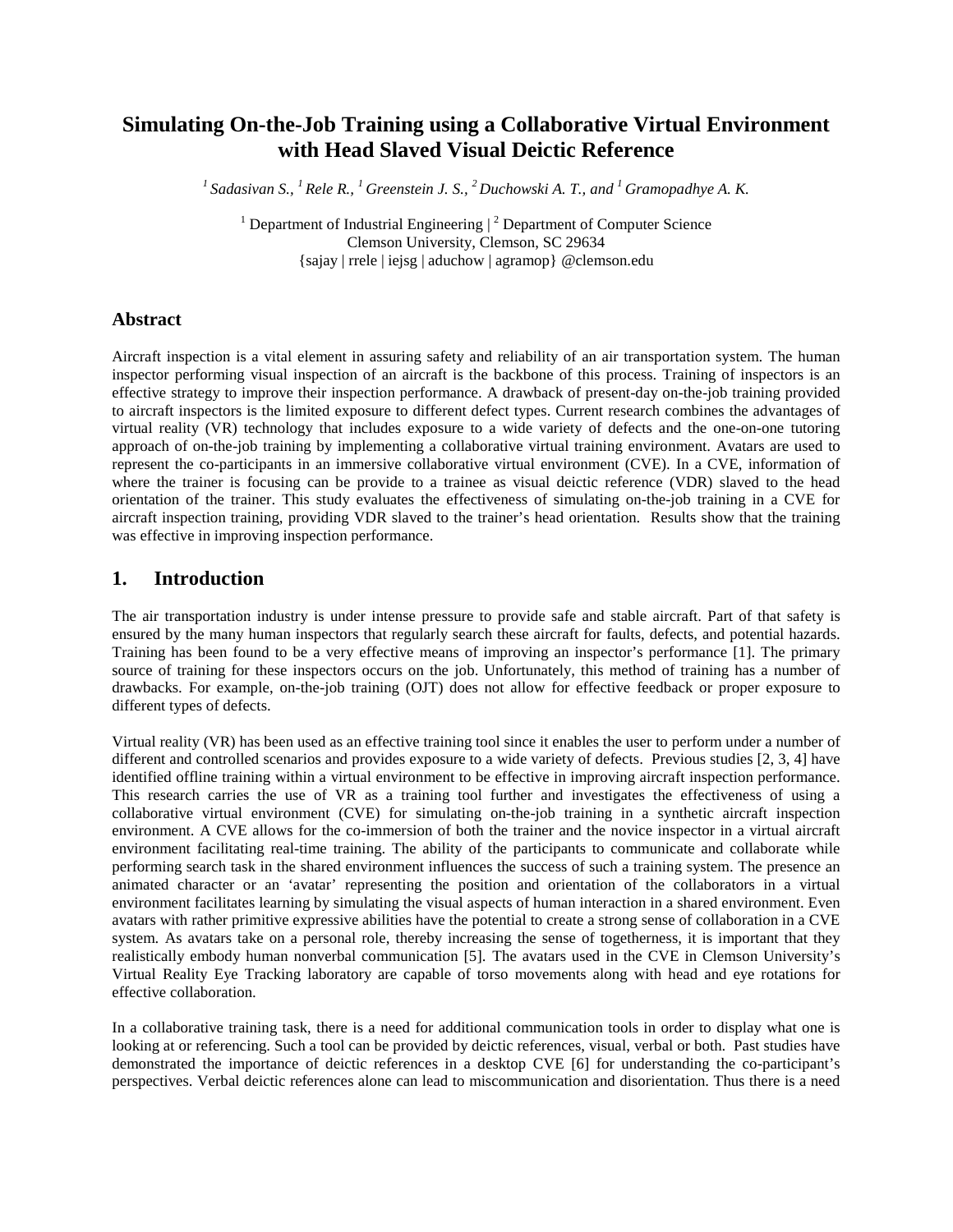# Simulating On-the-Job Training using a Collaborative Virtual Environment with Head Slaved Visual Deictic Reference

[1] *Sadasivan S.,* [1] *Rele R.,* [1] *Greenstein J. S.,* [2] *Duchowski A. T., and* [1] *Gramopadhye A. K.*

[1] Department of Industrial Engineering | [2] Department of Computer Science
Clemson University, Clemson, SC 29634
{sajay | rrele | iejsg | aduchow | agramop} @clemson.edu

## Abstract

Aircraft inspection is a vital element in assuring safety and reliability of an air transportation system. The human inspector performing visual inspection of an aircraft is the backbone of this process. Training of inspectors is an effective strategy to improve their inspection performance. A drawback of present-day on-the-job training provided to aircraft inspectors is the limited exposure to different defect types. Current research combines the advantages of virtual reality (VR) technology that includes exposure to a wide variety of defects and the one-on-one tutoring approach of on-the-job training by implementing a collaborative virtual training environment. Avatars are used to represent the co-participants in an immersive collaborative virtual environment (CVE). In a CVE, information of where the trainer is focusing can be provide to a trainee as visual deictic reference (VDR) slaved to the head orientation of the trainer. This study evaluates the effectiveness of simulating on-the-job training in a CVE for aircraft inspection training, providing VDR slaved to the trainer's head orientation. Results show that the training was effective in improving inspection performance.

## 1. Introduction

The air transportation industry is under intense pressure to provide safe and stable aircraft. Part of that safety is ensured by the many human inspectors that regularly search these aircraft for faults, defects, and potential hazards. Training has been found to be a very effective means of improving an inspector's performance [1]. The primary source of training for these inspectors occurs on the job. Unfortunately, this method of training has a number of drawbacks. For example, on-the-job training (OJT) does not allow for effective feedback or proper exposure to different types of defects.

Virtual reality (VR) has been used as an effective training tool since it enables the user to perform under a number of different and controlled scenarios and provides exposure to a wide variety of defects. Previous studies [2, 3, 4] have identified offline training within a virtual environment to be effective in improving aircraft inspection performance. This research carries the use of VR as a training tool further and investigates the effectiveness of using a collaborative virtual environment (CVE) for simulating on-the-job training in a synthetic aircraft inspection environment. A CVE allows for the co-immersion of both the trainer and the novice inspector in a virtual aircraft environment facilitating real-time training. The ability of the participants to communicate and collaborate while performing search task in the shared environment influences the success of such a training system. The presence an animated character or an 'avatar' representing the position and orientation of the collaborators in a virtual environment facilitates learning by simulating the visual aspects of human interaction in a shared environment. Even avatars with rather primitive expressive abilities have the potential to create a strong sense of collaboration in a CVE system. As avatars take on a personal role, thereby increasing the sense of togetherness, it is important that they realistically embody human nonverbal communication [5]. The avatars used in the CVE in Clemson University's Virtual Reality Eye Tracking laboratory are capable of torso movements along with head and eye rotations for effective collaboration.

In a collaborative training task, there is a need for additional communication tools in order to display what one is looking at or referencing. Such a tool can be provided by deictic references, visual, verbal or both. Past studies have demonstrated the importance of deictic references in a desktop CVE [6] for understanding the co-participant's perspectives. Verbal deictic references alone can lead to miscommunication and disorientation. Thus there is a need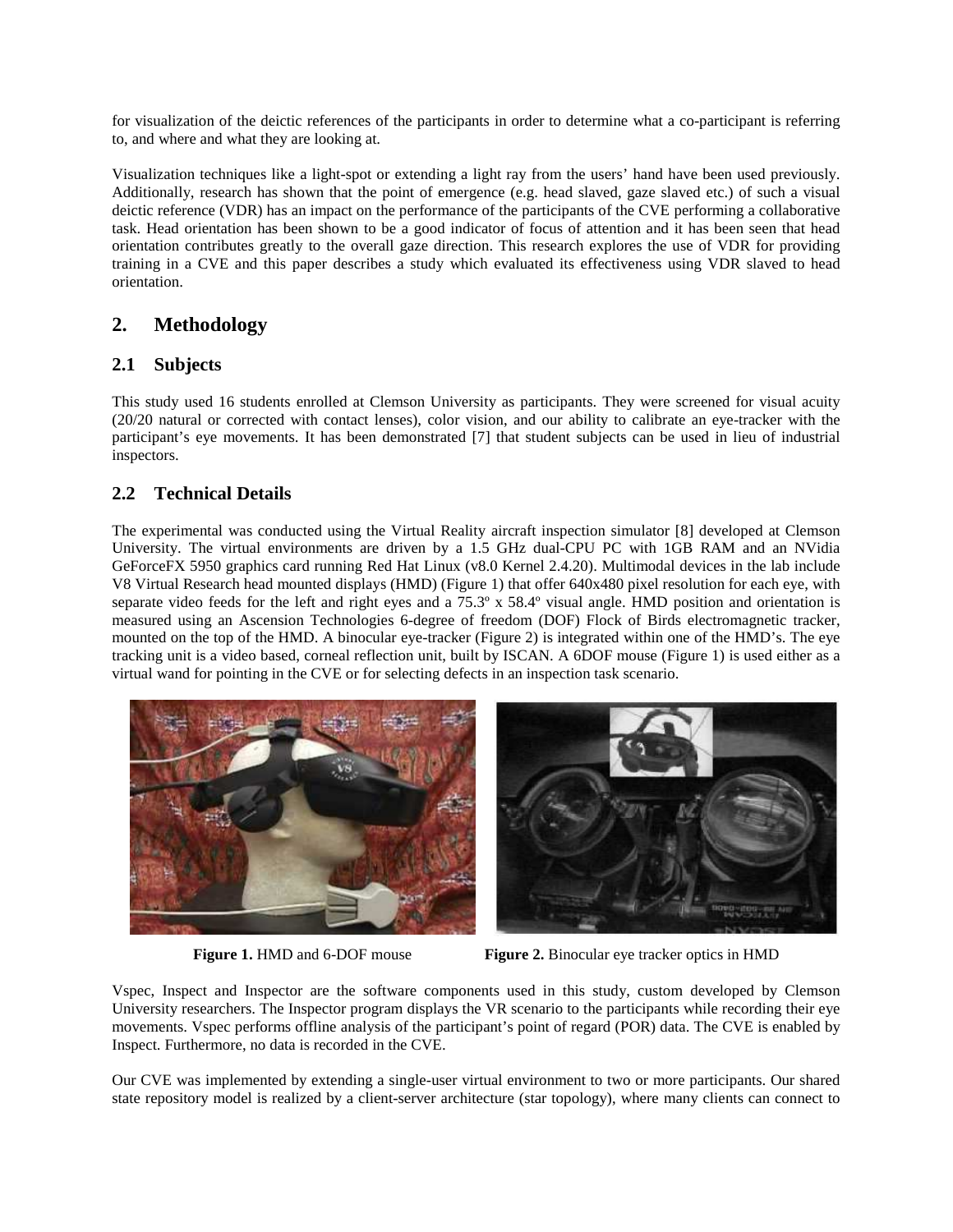for visualization of the deictic references of the participants in order to determine what a co-participant is referring to, and where and what they are looking at.

Visualization techniques like a light-spot or extending a light ray from the users' hand have been used previously. Additionally, research has shown that the point of emergence (e.g. head slaved, gaze slaved etc.) of such a visual deictic reference (VDR) has an impact on the performance of the participants of the CVE performing a collaborative task. Head orientation has been shown to be a good indicator of focus of attention and it has been seen that head orientation contributes greatly to the overall gaze direction. This research explores the use of VDR for providing training in a CVE and this paper describes a study which evaluated its effectiveness using VDR slaved to head orientation.

## 2. Methodology

### 2.1 Subjects

This study used 16 students enrolled at Clemson University as participants. They were screened for visual acuity (20/20 natural or corrected with contact lenses), color vision, and our ability to calibrate an eye-tracker with the participant's eye movements. It has been demonstrated [7] that student subjects can be used in lieu of industrial inspectors.

### 2.2 Technical Details

The experimental was conducted using the Virtual Reality aircraft inspection simulator [8] developed at Clemson University. The virtual environments are driven by a 1.5 GHz dual-CPU PC with 1GB RAM and an NVidia GeForceFX 5950 graphics card running Red Hat Linux (v8.0 Kernel 2.4.20). Multimodal devices in the lab include V8 Virtual Research head mounted displays (HMD) (Figure 1) that offer 640x480 pixel resolution for each eye, with separate video feeds for the left and right eyes and a 75.3º x 58.4º visual angle. HMD position and orientation is measured using an Ascension Technologies 6-degree of freedom (DOF) Flock of Birds electromagnetic tracker, mounted on the top of the HMD. A binocular eye-tracker (Figure 2) is integrated within one of the HMD's. The eye tracking unit is a video based, corneal reflection unit, built by ISCAN. A 6DOF mouse (Figure 1) is used either as a virtual wand for pointing in the CVE or for selecting defects in an inspection task scenario.

**Figure 1.** HMD and 6-DOF mouse

**Figure 2.** Binocular eye tracker optics in HMD

Vspec, Inspect and Inspector are the software components used in this study, custom developed by Clemson University researchers. The Inspector program displays the VR scenario to the participants while recording their eye movements. Vspec performs offline analysis of the participant's point of regard (POR) data. The CVE is enabled by Inspect. Furthermore, no data is recorded in the CVE.

Our CVE was implemented by extending a single-user virtual environment to two or more participants. Our shared state repository model is realized by a client-server architecture (star topology), where many clients can connect to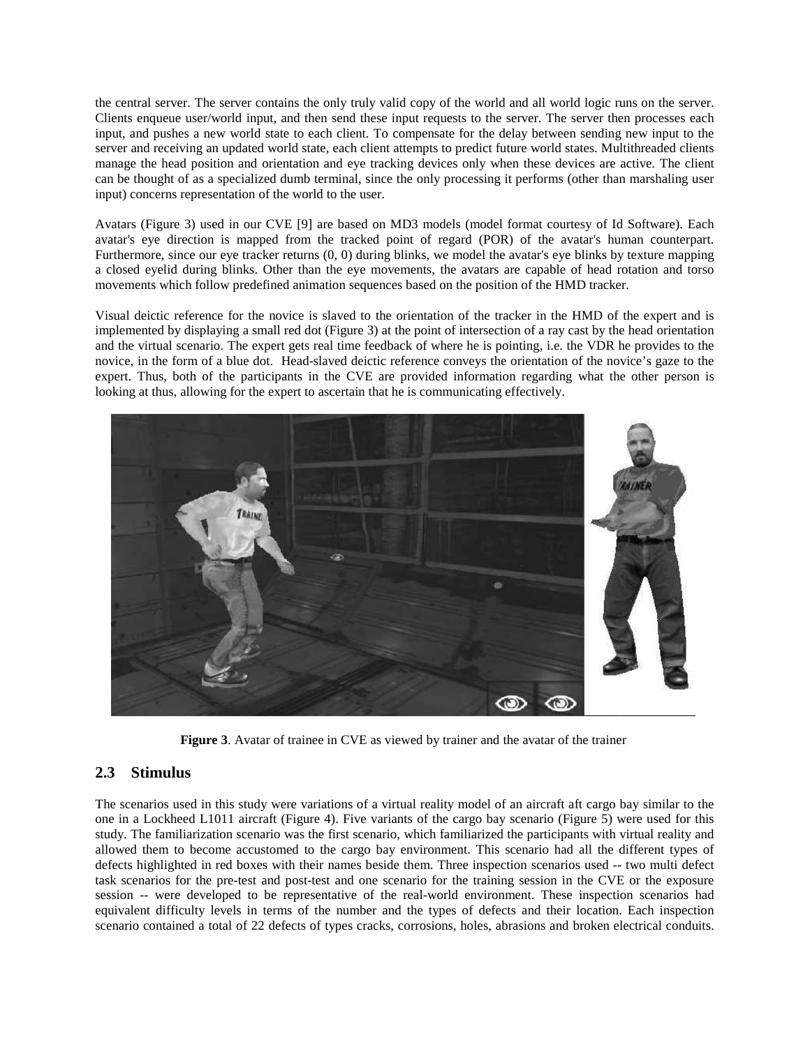the central server. The server contains the only truly valid copy of the world and all world logic runs on the server. Clients enqueue user/world input, and then send these input requests to the server. The server then processes each input, and pushes a new world state to each client. To compensate for the delay between sending new input to the server and receiving an updated world state, each client attempts to predict future world states. Multithreaded clients manage the head position and orientation and eye tracking devices only when these devices are active. The client can be thought of as a specialized dumb terminal, since the only processing it performs (other than marshaling user input) concerns representation of the world to the user.

Avatars (Figure 3) used in our CVE [9] are based on MD3 models (model format courtesy of Id Software). Each avatar's eye direction is mapped from the tracked point of regard (POR) of the avatar's human counterpart. Furthermore, since our eye tracker returns (0, 0) during blinks, we model the avatar's eye blinks by texture mapping a closed eyelid during blinks. Other than the eye movements, the avatars are capable of head rotation and torso movements which follow predefined animation sequences based on the position of the HMD tracker.

Visual deictic reference for the novice is slaved to the orientation of the tracker in the HMD of the expert and is implemented by displaying a small red dot (Figure 3) at the point of intersection of a ray cast by the head orientation and the virtual scenario. The expert gets real time feedback of where he is pointing, i.e. the VDR he provides to the novice, in the form of a blue dot. Head-slaved deictic reference conveys the orientation of the novice's gaze to the expert. Thus, both of the participants in the CVE are provided information regarding what the other person is looking at thus, allowing for the expert to ascertain that he is communicating effectively.

**Figure 3**. Avatar of trainee in CVE as viewed by trainer and the avatar of the trainer

## 2.3 Stimulus

The scenarios used in this study were variations of a virtual reality model of an aircraft aft cargo bay similar to the one in a Lockheed L1011 aircraft (Figure 4). Five variants of the cargo bay scenario (Figure 5) were used for this study. The familiarization scenario was the first scenario, which familiarized the participants with virtual reality and allowed them to become accustomed to the cargo bay environment. This scenario had all the different types of defects highlighted in red boxes with their names beside them. Three inspection scenarios used -- two multi defect task scenarios for the pre-test and post-test and one scenario for the training session in the CVE or the exposure session -- were developed to be representative of the real-world environment. These inspection scenarios had equivalent difficulty levels in terms of the number and the types of defects and their location. Each inspection scenario contained a total of 22 defects of types cracks, corrosions, holes, abrasions and broken electrical conduits.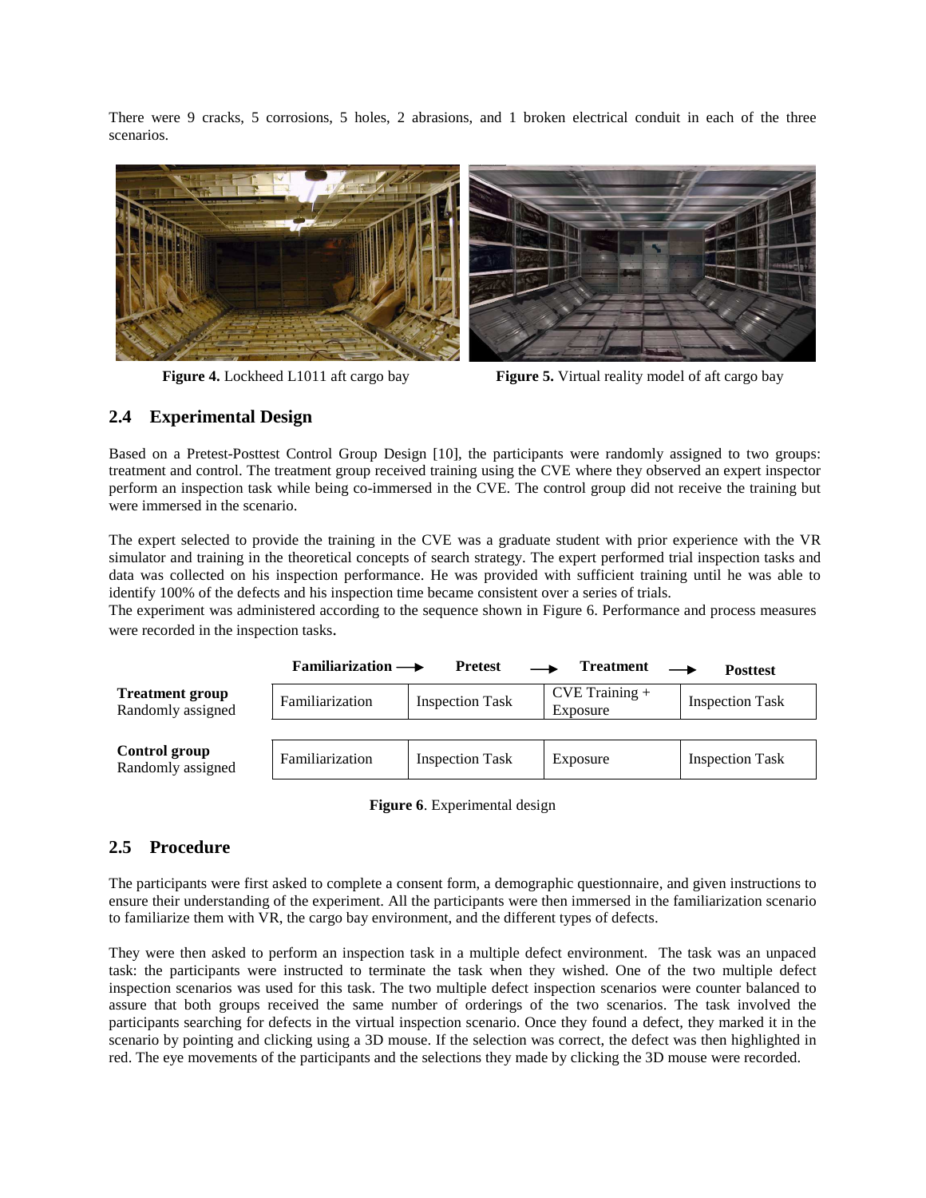There were 9 cracks, 5 corrosions, 5 holes, 2 abrasions, and 1 broken electrical conduit in each of the three scenarios.

**Figure 4.** Lockheed L1011 aft cargo bay

**Figure 5.** Virtual reality model of aft cargo bay

## 2.4 Experimental Design

Based on a Pretest-Posttest Control Group Design [10], the participants were randomly assigned to two groups: treatment and control. The treatment group received training using the CVE where they observed an expert inspector perform an inspection task while being co-immersed in the CVE. The control group did not receive the training but were immersed in the scenario.

The expert selected to provide the training in the CVE was a graduate student with prior experience with the VR simulator and training in the theoretical concepts of search strategy. The expert performed trial inspection tasks and data was collected on his inspection performance. He was provided with sufficient training until he was able to identify 100% of the defects and his inspection time became consistent over a series of trials.

The experiment was administered according to the sequence shown in Figure 6. Performance and process measures were recorded in the inspection tasks.

| | Familiarization → | Pretest → | Treatment → | Posttest |
|---|---|---|---|---|
| **Treatment group** Randomly assigned | Familiarization | Inspection Task | CVE Training + Exposure | Inspection Task |
| **Control group** Randomly assigned | Familiarization | Inspection Task | Exposure | Inspection Task |

**Figure 6**. Experimental design

## 2.5 Procedure

The participants were first asked to complete a consent form, a demographic questionnaire, and given instructions to ensure their understanding of the experiment. All the participants were then immersed in the familiarization scenario to familiarize them with VR, the cargo bay environment, and the different types of defects.

They were then asked to perform an inspection task in a multiple defect environment. The task was an unpaced task: the participants were instructed to terminate the task when they wished. One of the two multiple defect inspection scenarios was used for this task. The two multiple defect inspection scenarios were counter balanced to assure that both groups received the same number of orderings of the two scenarios. The task involved the participants searching for defects in the virtual inspection scenario. Once they found a defect, they marked it in the scenario by pointing and clicking using a 3D mouse. If the selection was correct, the defect was then highlighted in red. The eye movements of the participants and the selections they made by clicking the 3D mouse were recorded.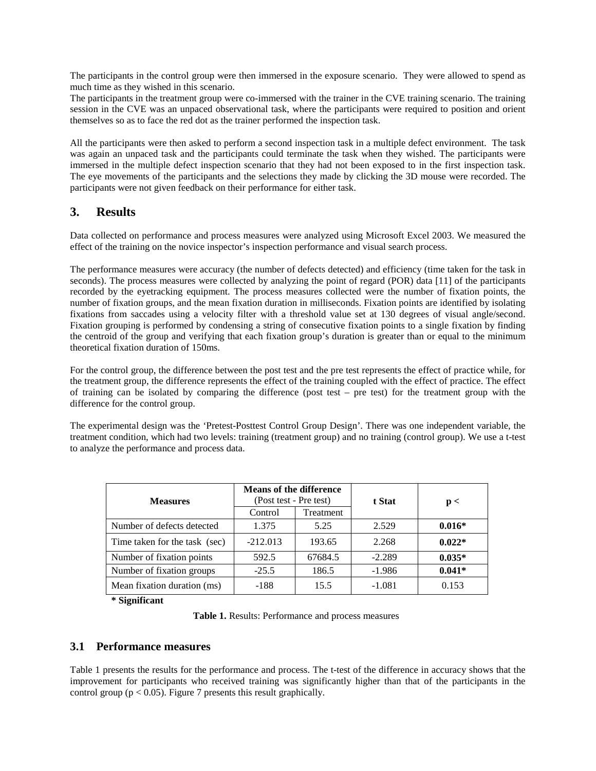The participants in the control group were then immersed in the exposure scenario. They were allowed to spend as much time as they wished in this scenario.
The participants in the treatment group were co-immersed with the trainer in the CVE training scenario. The training session in the CVE was an unpaced observational task, where the participants were required to position and orient themselves so as to face the red dot as the trainer performed the inspection task.

All the participants were then asked to perform a second inspection task in a multiple defect environment. The task was again an unpaced task and the participants could terminate the task when they wished. The participants were immersed in the multiple defect inspection scenario that they had not been exposed to in the first inspection task. The eye movements of the participants and the selections they made by clicking the 3D mouse were recorded. The participants were not given feedback on their performance for either task.

## 3. Results

Data collected on performance and process measures were analyzed using Microsoft Excel 2003. We measured the effect of the training on the novice inspector's inspection performance and visual search process.

The performance measures were accuracy (the number of defects detected) and efficiency (time taken for the task in seconds). The process measures were collected by analyzing the point of regard (POR) data [11] of the participants recorded by the eyetracking equipment. The process measures collected were the number of fixation points, the number of fixation groups, and the mean fixation duration in milliseconds. Fixation points are identified by isolating fixations from saccades using a velocity filter with a threshold value set at 130 degrees of visual angle/second. Fixation grouping is performed by condensing a string of consecutive fixation points to a single fixation by finding the centroid of the group and verifying that each fixation group's duration is greater than or equal to the minimum theoretical fixation duration of 150ms.

For the control group, the difference between the post test and the pre test represents the effect of practice while, for the treatment group, the difference represents the effect of the training coupled with the effect of practice. The effect of training can be isolated by comparing the difference (post test – pre test) for the treatment group with the difference for the control group.

The experimental design was the 'Pretest-Posttest Control Group Design'. There was one independent variable, the treatment condition, which had two levels: training (treatment group) and no training (control group). We use a t-test to analyze the performance and process data.

| **Measures** | **Means of the difference** (Post test - Pre test) | | **t Stat** | **p <** |
|---|---|---|---|---|
| | Control | Treatment | | |
| Number of defects detected | 1.375 | 5.25 | 2.529 | **0.016*** |
| Time taken for the task (sec) | -212.013 | 193.65 | 2.268 | **0.022*** |
| Number of fixation points | 592.5 | 67684.5 | -2.289 | **0.035*** |
| Number of fixation groups | -25.5 | 186.5 | -1.986 | **0.041*** |
| Mean fixation duration (ms) | -188 | 15.5 | -1.081 | 0.153 |

**\* Significant**

**Table 1.** Results: Performance and process measures

### 3.1 Performance measures

Table 1 presents the results for the performance and process. The t-test of the difference in accuracy shows that the improvement for participants who received training was significantly higher than that of the participants in the control group ($p < 0.05$). Figure 7 presents this result graphically.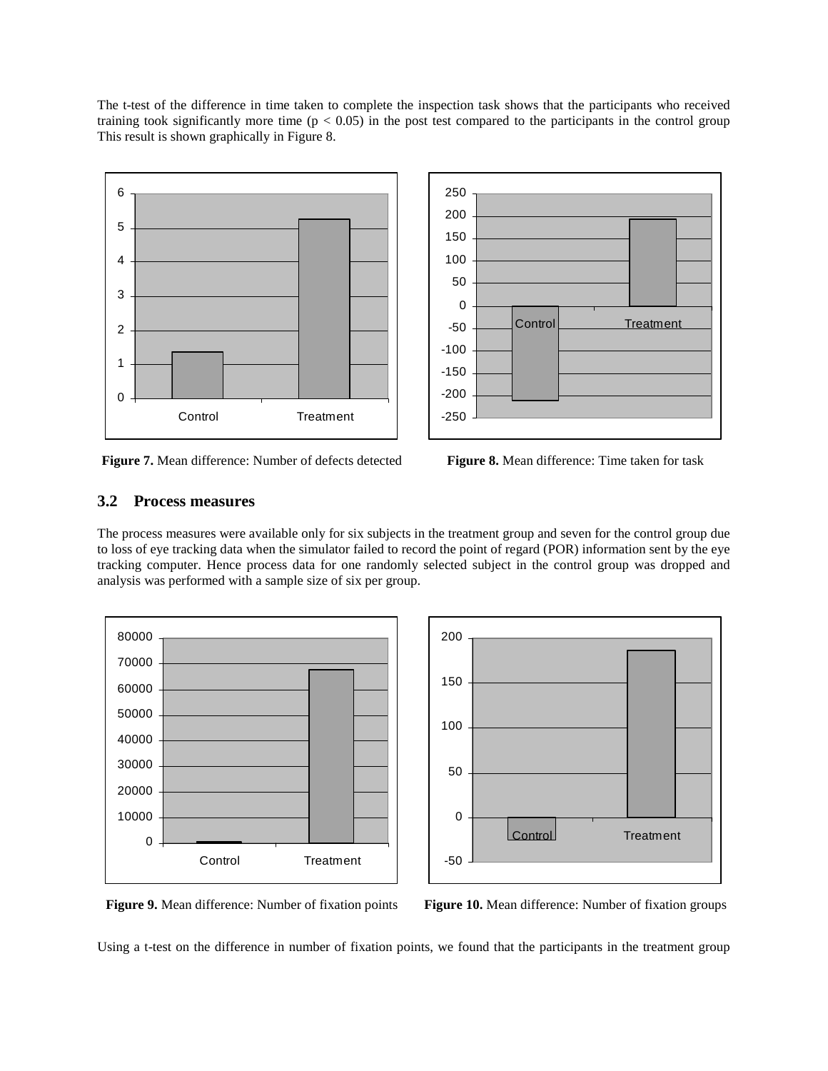The t-test of the difference in time taken to complete the inspection task shows that the participants who received training took significantly more time ($p < 0.05$) in the post test compared to the participants in the control group This result is shown graphically in Figure 8.

**Figure 7.** Mean difference: Number of defects detected

**Figure 8.** Mean difference: Time taken for task

## 3.2 Process measures

The process measures were available only for six subjects in the treatment group and seven for the control group due to loss of eye tracking data when the simulator failed to record the point of regard (POR) information sent by the eye tracking computer. Hence process data for one randomly selected subject in the control group was dropped and analysis was performed with a sample size of six per group.

**Figure 9.** Mean difference: Number of fixation points

**Figure 10.** Mean difference: Number of fixation groups

Using a t-test on the difference in number of fixation points, we found that the participants in the treatment group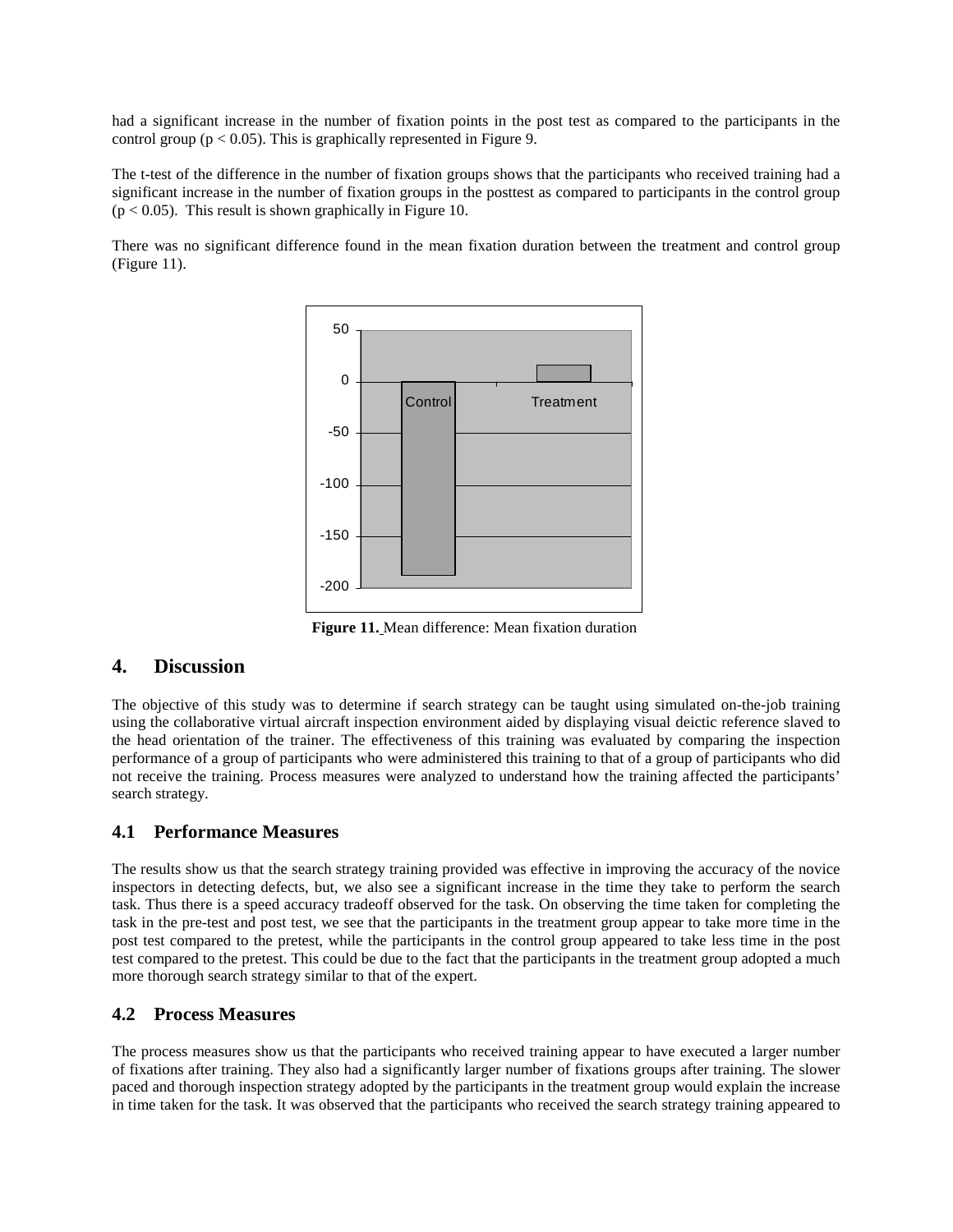had a significant increase in the number of fixation points in the post test as compared to the participants in the control group ($p < 0.05$). This is graphically represented in Figure 9.

The t-test of the difference in the number of fixation groups shows that the participants who received training had a significant increase in the number of fixation groups in the posttest as compared to participants in the control group ($p < 0.05$). This result is shown graphically in Figure 10.

There was no significant difference found in the mean fixation duration between the treatment and control group (Figure 11).

**Figure 11.** Mean difference: Mean fixation duration

## 4. Discussion

The objective of this study was to determine if search strategy can be taught using simulated on-the-job training using the collaborative virtual aircraft inspection environment aided by displaying visual deictic reference slaved to the head orientation of the trainer. The effectiveness of this training was evaluated by comparing the inspection performance of a group of participants who were administered this training to that of a group of participants who did not receive the training. Process measures were analyzed to understand how the training affected the participants' search strategy.

### 4.1 Performance Measures

The results show us that the search strategy training provided was effective in improving the accuracy of the novice inspectors in detecting defects, but, we also see a significant increase in the time they take to perform the search task. Thus there is a speed accuracy tradeoff observed for the task. On observing the time taken for completing the task in the pre-test and post test, we see that the participants in the treatment group appear to take more time in the post test compared to the pretest, while the participants in the control group appeared to take less time in the post test compared to the pretest. This could be due to the fact that the participants in the treatment group adopted a much more thorough search strategy similar to that of the expert.

### 4.2 Process Measures

The process measures show us that the participants who received training appear to have executed a larger number of fixations after training. They also had a significantly larger number of fixations groups after training. The slower paced and thorough inspection strategy adopted by the participants in the treatment group would explain the increase in time taken for the task. It was observed that the participants who received the search strategy training appeared to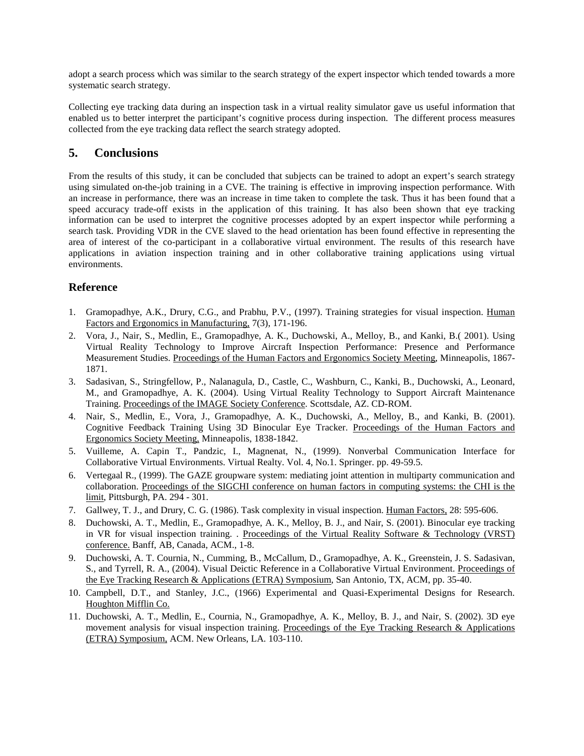adopt a search process which was similar to the search strategy of the expert inspector which tended towards a more systematic search strategy.

Collecting eye tracking data during an inspection task in a virtual reality simulator gave us useful information that enabled us to better interpret the participant's cognitive process during inspection. The different process measures collected from the eye tracking data reflect the search strategy adopted.

## 5. Conclusions

From the results of this study, it can be concluded that subjects can be trained to adopt an expert's search strategy using simulated on-the-job training in a CVE. The training is effective in improving inspection performance. With an increase in performance, there was an increase in time taken to complete the task. Thus it has been found that a speed accuracy trade-off exists in the application of this training. It has also been shown that eye tracking information can be used to interpret the cognitive processes adopted by an expert inspector while performing a search task. Providing VDR in the CVE slaved to the head orientation has been found effective in representing the area of interest of the co-participant in a collaborative virtual environment. The results of this research have applications in aviation inspection training and in other collaborative training applications using virtual environments.

## Reference

1. Gramopadhye, A.K., Drury, C.G., and Prabhu, P.V., (1997). Training strategies for visual inspection. Human Factors and Ergonomics in Manufacturing, 7(3), 171-196.
2. Vora, J., Nair, S., Medlin, E., Gramopadhye, A. K., Duchowski, A., Melloy, B., and Kanki, B.( 2001). Using Virtual Reality Technology to Improve Aircraft Inspection Performance: Presence and Performance Measurement Studies. Proceedings of the Human Factors and Ergonomics Society Meeting, Minneapolis, 1867-1871.
3. Sadasivan, S., Stringfellow, P., Nalanagula, D., Castle, C., Washburn, C., Kanki, B., Duchowski, A., Leonard, M., and Gramopadhye, A. K. (2004). Using Virtual Reality Technology to Support Aircraft Maintenance Training. Proceedings of the IMAGE Society Conference. Scottsdale, AZ. CD-ROM.
4. Nair, S., Medlin, E., Vora, J., Gramopadhye, A. K., Duchowski, A., Melloy, B., and Kanki, B. (2001). Cognitive Feedback Training Using 3D Binocular Eye Tracker. Proceedings of the Human Factors and Ergonomics Society Meeting, Minneapolis, 1838-1842.
5. Vuilleme, A. Capin T., Pandzic, I., Magnenat, N., (1999). Nonverbal Communication Interface for Collaborative Virtual Environments. Virtual Realty. Vol. 4, No.1. Springer. pp. 49-59.5.
6. Vertegaal R., (1999). The GAZE groupware system: mediating joint attention in multiparty communication and collaboration. Proceedings of the SIGCHI conference on human factors in computing systems: the CHI is the limit, Pittsburgh, PA. 294 - 301.
7. Gallwey, T. J., and Drury, C. G. (1986). Task complexity in visual inspection. Human Factors, 28: 595-606.
8. Duchowski, A. T., Medlin, E., Gramopadhye, A. K., Melloy, B. J., and Nair, S. (2001). Binocular eye tracking in VR for visual inspection training. . Proceedings of the Virtual Reality Software & Technology (VRST) conference. Banff, AB, Canada, ACM., 1-8.
9. Duchowski, A. T. Cournia, N., Cumming, B., McCallum, D., Gramopadhye, A. K., Greenstein, J. S. Sadasivan, S., and Tyrrell, R. A., (2004). Visual Deictic Reference in a Collaborative Virtual Environment. Proceedings of the Eye Tracking Research & Applications (ETRA) Symposium, San Antonio, TX, ACM, pp. 35-40.
10. Campbell, D.T., and Stanley, J.C., (1966) Experimental and Quasi-Experimental Designs for Research. Houghton Mifflin Co.
11. Duchowski, A. T., Medlin, E., Cournia, N., Gramopadhye, A. K., Melloy, B. J., and Nair, S. (2002). 3D eye movement analysis for visual inspection training. Proceedings of the Eye Tracking Research & Applications (ETRA) Symposium, ACM. New Orleans, LA. 103-110.